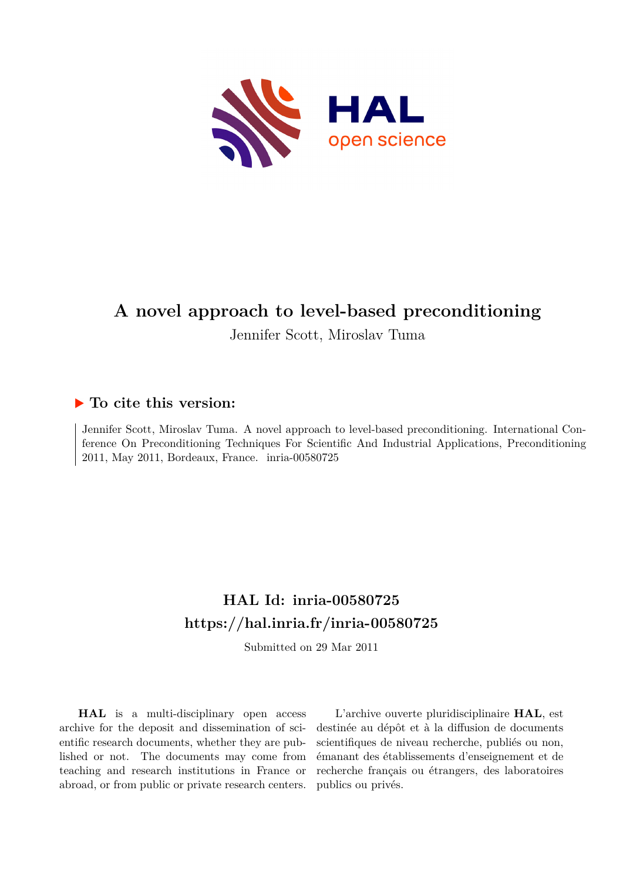# A novel approach to level-based preconditioning

Jennifer Scott, Miroslav Tuma

## ▶ To cite this version:

Jennifer Scott, Miroslav Tuma. A novel approach to level-based preconditioning. International Conference On Preconditioning Techniques For Scientific And Industrial Applications, Preconditioning 2011, May 2011, Bordeaux, France. inria-00580725

## HAL Id: inria-00580725

## https://hal.inria.fr/inria-00580725

Submitted on 29 Mar 2011

**HAL** is a multi-disciplinary open access archive for the deposit and dissemination of scientific research documents, whether they are published or not. The documents may come from teaching and research institutions in France or abroad, or from public or private research centers.

L'archive ouverte pluridisciplinaire **HAL**, est destinée au dépôt et à la diffusion de documents scientifiques de niveau recherche, publiés ou non, émanant des établissements d'enseignement et de recherche français ou étrangers, des laboratoires publics ou privés.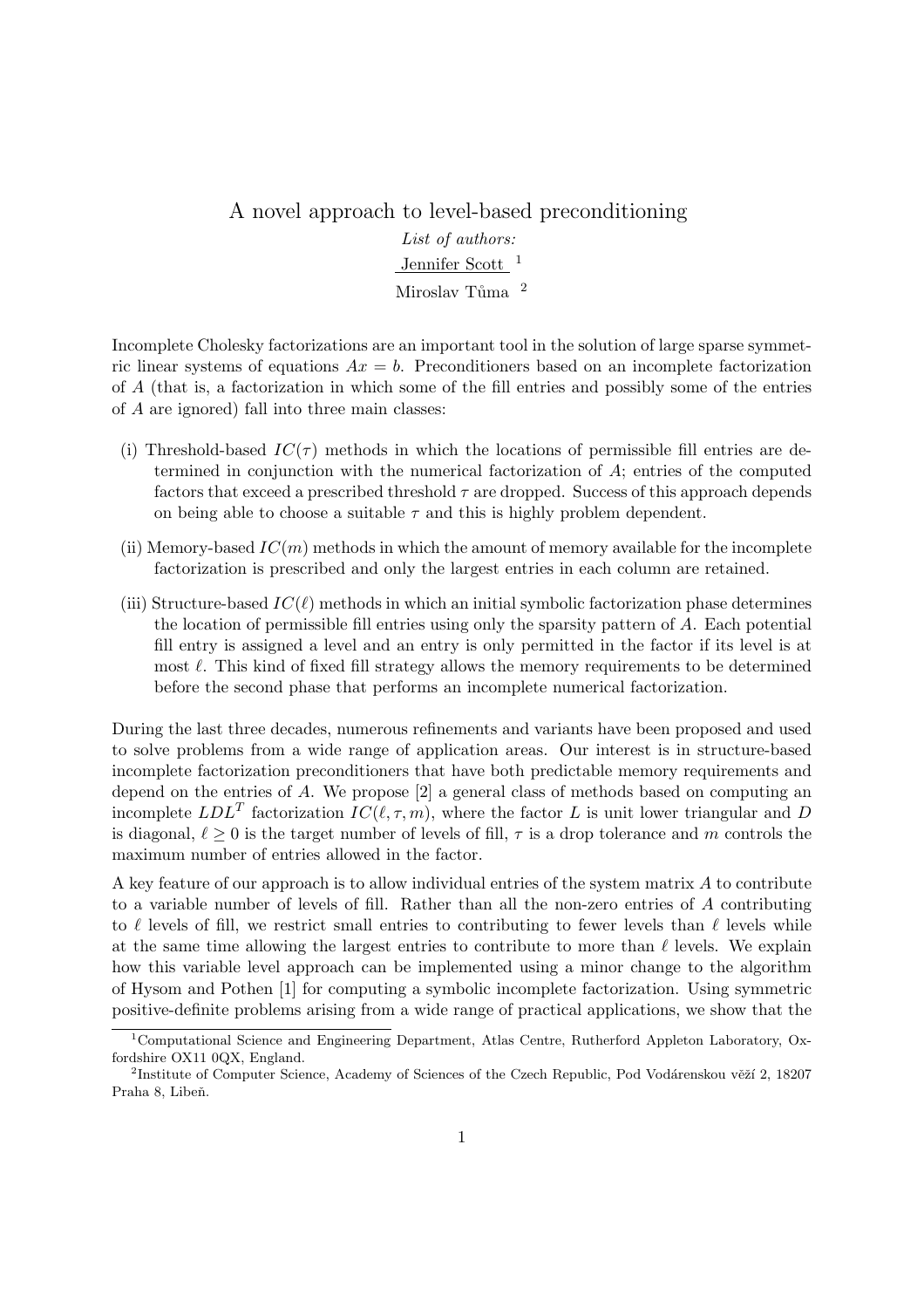# A novel approach to level-based preconditioning

*List of authors:*

Jennifer Scott [1]

Miroslav Tůma [2]

Incomplete Cholesky factorizations are an important tool in the solution of large sparse symmetric linear systems of equations $Ax = b$. Preconditioners based on an incomplete factorization of $A$ (that is, a factorization in which some of the fill entries and possibly some of the entries of $A$ are ignored) fall into three main classes:

(i) Threshold-based $IC(\tau)$ methods in which the locations of permissible fill entries are determined in conjunction with the numerical factorization of $A$; entries of the computed factors that exceed a prescribed threshold $\tau$ are dropped. Success of this approach depends on being able to choose a suitable $\tau$ and this is highly problem dependent.

(ii) Memory-based $IC(m)$ methods in which the amount of memory available for the incomplete factorization is prescribed and only the largest entries in each column are retained.

(iii) Structure-based $IC(\ell)$ methods in which an initial symbolic factorization phase determines the location of permissible fill entries using only the sparsity pattern of $A$. Each potential fill entry is assigned a level and an entry is only permitted in the factor if its level is at most $\ell$. This kind of fixed fill strategy allows the memory requirements to be determined before the second phase that performs an incomplete numerical factorization.

During the last three decades, numerous refinements and variants have been proposed and used to solve problems from a wide range of application areas. Our interest is in structure-based incomplete factorization preconditioners that have both predictable memory requirements and depend on the entries of $A$. We propose [2] a general class of methods based on computing an incomplete $LDL^T$ factorization $IC(\ell, \tau, m)$, where the factor $L$ is unit lower triangular and $D$ is diagonal, $\ell \geq 0$ is the target number of levels of fill, $\tau$ is a drop tolerance and $m$ controls the maximum number of entries allowed in the factor.

A key feature of our approach is to allow individual entries of the system matrix $A$ to contribute to a variable number of levels of fill. Rather than all the non-zero entries of $A$ contributing to $\ell$ levels of fill, we restrict small entries to contributing to fewer levels than $\ell$ levels while at the same time allowing the largest entries to contribute to more than $\ell$ levels. We explain how this variable level approach can be implemented using a minor change to the algorithm of Hysom and Pothen [1] for computing a symbolic incomplete factorization. Using symmetric positive-definite problems arising from a wide range of practical applications, we show that the

[1] Computational Science and Engineering Department, Atlas Centre, Rutherford Appleton Laboratory, Oxfordshire OX11 0QX, England.

[2] Institute of Computer Science, Academy of Sciences of the Czech Republic, Pod Vodárenskou věží 2, 18207 Praha 8, Libeň.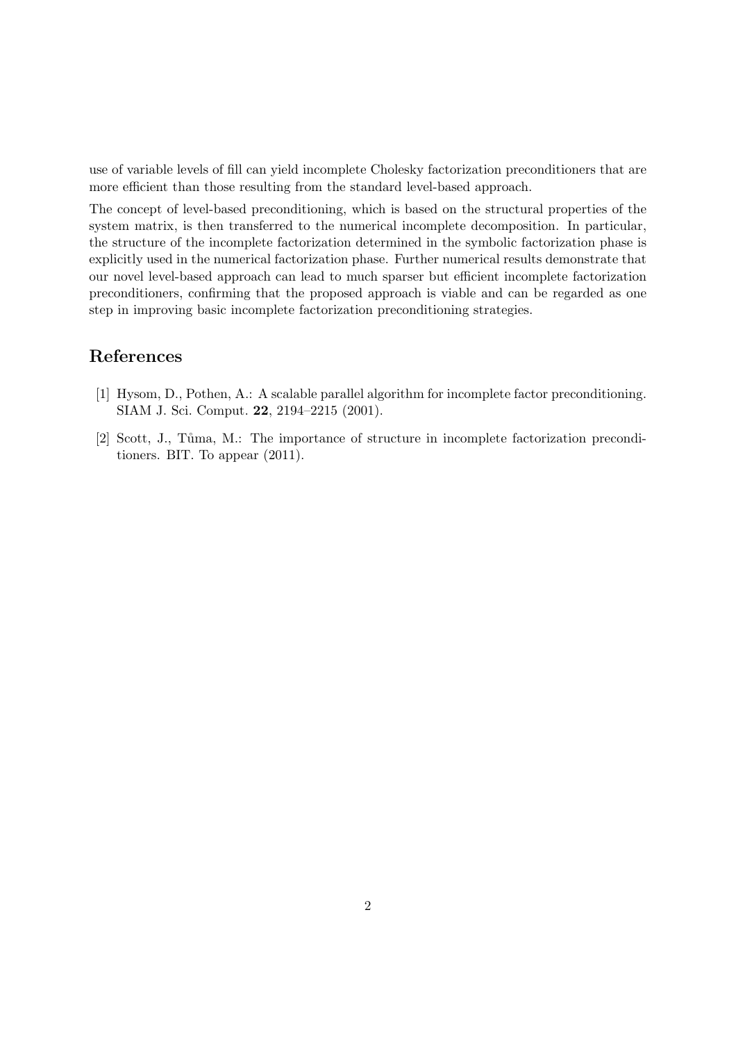use of variable levels of fill can yield incomplete Cholesky factorization preconditioners that are more efficient than those resulting from the standard level-based approach.

The concept of level-based preconditioning, which is based on the structural properties of the system matrix, is then transferred to the numerical incomplete decomposition. In particular, the structure of the incomplete factorization determined in the symbolic factorization phase is explicitly used in the numerical factorization phase. Further numerical results demonstrate that our novel level-based approach can lead to much sparser but efficient incomplete factorization preconditioners, confirming that the proposed approach is viable and can be regarded as one step in improving basic incomplete factorization preconditioning strategies.

## References

[1] Hysom, D., Pothen, A.: A scalable parallel algorithm for incomplete factor preconditioning. SIAM J. Sci. Comput. **22**, 2194–2215 (2001).

[2] Scott, J., Tůma, M.: The importance of structure in incomplete factorization preconditioners. BIT. To appear (2011).